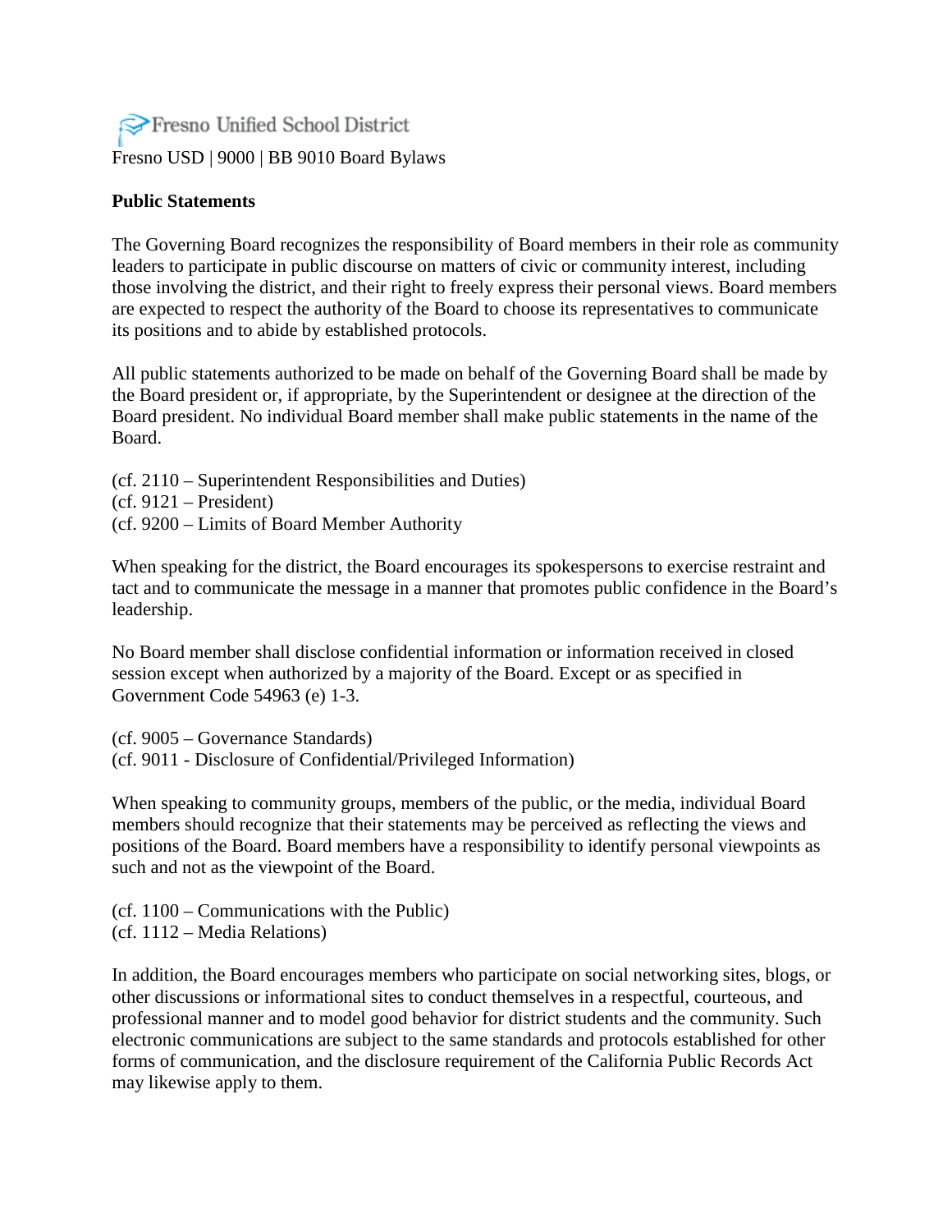Fresno Unified School District

Fresno USD | 9000 | BB 9010 Board Bylaws

**Public Statements**

The Governing Board recognizes the responsibility of Board members in their role as community leaders to participate in public discourse on matters of civic or community interest, including those involving the district, and their right to freely express their personal views. Board members are expected to respect the authority of the Board to choose its representatives to communicate its positions and to abide by established protocols.

All public statements authorized to be made on behalf of the Governing Board shall be made by the Board president or, if appropriate, by the Superintendent or designee at the direction of the Board president. No individual Board member shall make public statements in the name of the Board.

(cf. 2110 – Superintendent Responsibilities and Duties)
(cf. 9121 – President)
(cf. 9200 – Limits of Board Member Authority

When speaking for the district, the Board encourages its spokespersons to exercise restraint and tact and to communicate the message in a manner that promotes public confidence in the Board's leadership.

No Board member shall disclose confidential information or information received in closed session except when authorized by a majority of the Board. Except or as specified in Government Code 54963 (e) 1-3.

(cf. 9005 – Governance Standards)
(cf. 9011 - Disclosure of Confidential/Privileged Information)

When speaking to community groups, members of the public, or the media, individual Board members should recognize that their statements may be perceived as reflecting the views and positions of the Board. Board members have a responsibility to identify personal viewpoints as such and not as the viewpoint of the Board.

(cf. 1100 – Communications with the Public)
(cf. 1112 – Media Relations)

In addition, the Board encourages members who participate on social networking sites, blogs, or other discussions or informational sites to conduct themselves in a respectful, courteous, and professional manner and to model good behavior for district students and the community. Such electronic communications are subject to the same standards and protocols established for other forms of communication, and the disclosure requirement of the California Public Records Act may likewise apply to them.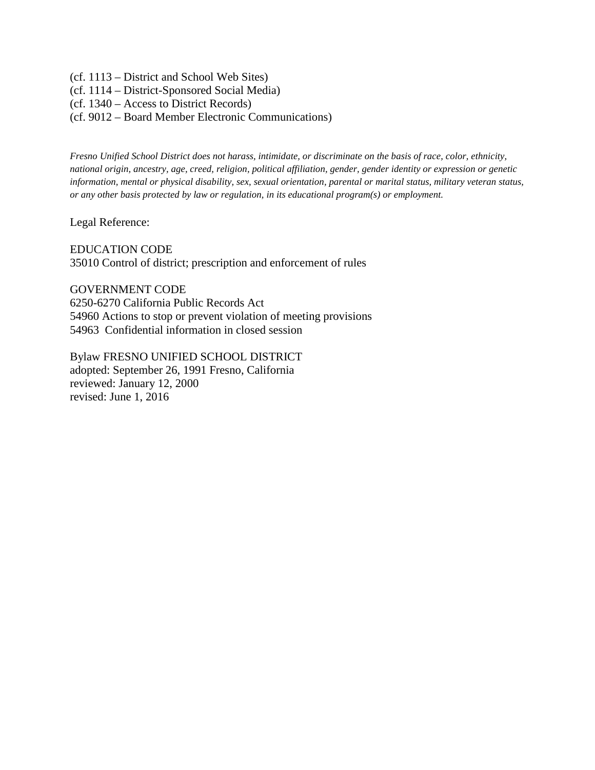(cf. 1113 – District and School Web Sites)
(cf. 1114 – District-Sponsored Social Media)
(cf. 1340 – Access to District Records)
(cf. 9012 – Board Member Electronic Communications)

*Fresno Unified School District does not harass, intimidate, or discriminate on the basis of race, color, ethnicity, national origin, ancestry, age, creed, religion, political affiliation, gender, gender identity or expression or genetic information, mental or physical disability, sex, sexual orientation, parental or marital status, military veteran status, or any other basis protected by law or regulation, in its educational program(s) or employment.*

Legal Reference:

EDUCATION CODE
35010 Control of district; prescription and enforcement of rules

GOVERNMENT CODE
6250-6270 California Public Records Act
54960 Actions to stop or prevent violation of meeting provisions
54963 Confidential information in closed session

Bylaw FRESNO UNIFIED SCHOOL DISTRICT
adopted: September 26, 1991 Fresno, California
reviewed: January 12, 2000
revised: June 1, 2016